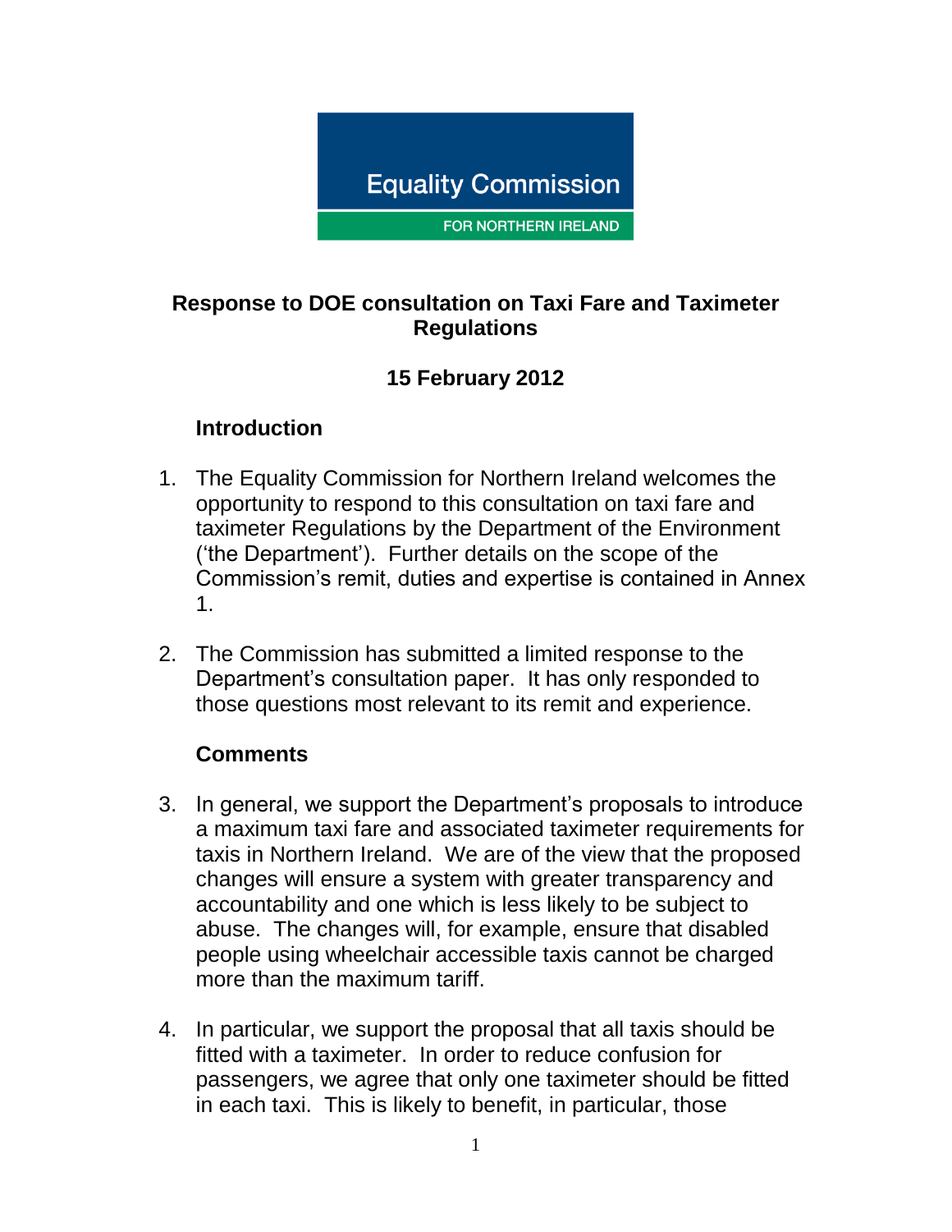Equality Commission

FOR NORTHERN IRELAND

**Response to DOE consultation on Taxi Fare and Taximeter Regulations**

**15 February 2012**

## Introduction

1. The Equality Commission for Northern Ireland welcomes the opportunity to respond to this consultation on taxi fare and taximeter Regulations by the Department of the Environment ('the Department'). Further details on the scope of the Commission's remit, duties and expertise is contained in Annex 1.

2. The Commission has submitted a limited response to the Department's consultation paper. It has only responded to those questions most relevant to its remit and experience.

## Comments

3. In general, we support the Department's proposals to introduce a maximum taxi fare and associated taximeter requirements for taxis in Northern Ireland. We are of the view that the proposed changes will ensure a system with greater transparency and accountability and one which is less likely to be subject to abuse. The changes will, for example, ensure that disabled people using wheelchair accessible taxis cannot be charged more than the maximum tariff.

4. In particular, we support the proposal that all taxis should be fitted with a taximeter. In order to reduce confusion for passengers, we agree that only one taximeter should be fitted in each taxi. This is likely to benefit, in particular, those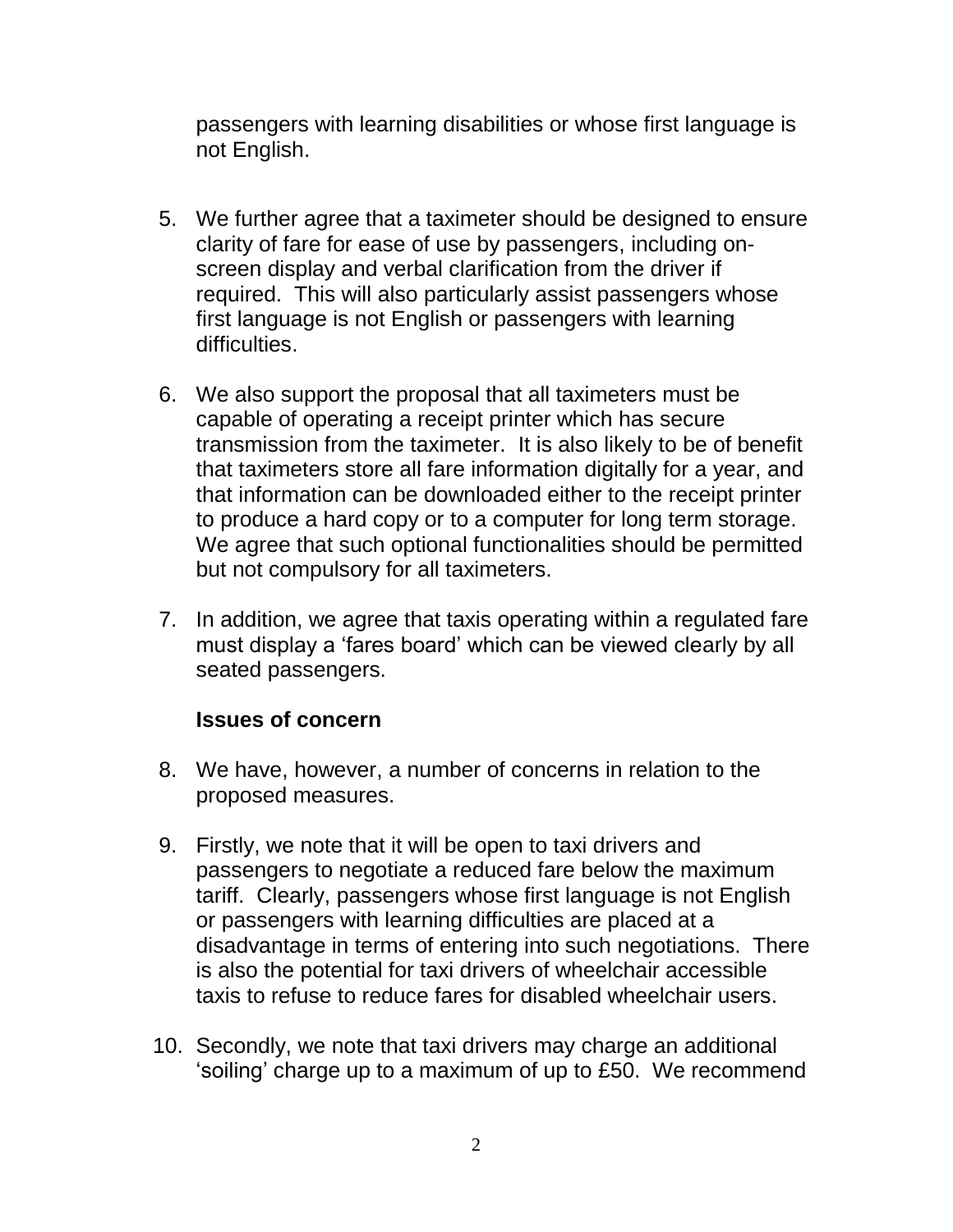passengers with learning disabilities or whose first language is not English.

5. We further agree that a taximeter should be designed to ensure clarity of fare for ease of use by passengers, including on-screen display and verbal clarification from the driver if required. This will also particularly assist passengers whose first language is not English or passengers with learning difficulties.

6. We also support the proposal that all taximeters must be capable of operating a receipt printer which has secure transmission from the taximeter. It is also likely to be of benefit that taximeters store all fare information digitally for a year, and that information can be downloaded either to the receipt printer to produce a hard copy or to a computer for long term storage. We agree that such optional functionalities should be permitted but not compulsory for all taximeters.

7. In addition, we agree that taxis operating within a regulated fare must display a 'fares board' which can be viewed clearly by all seated passengers.

**Issues of concern**

8. We have, however, a number of concerns in relation to the proposed measures.

9. Firstly, we note that it will be open to taxi drivers and passengers to negotiate a reduced fare below the maximum tariff. Clearly, passengers whose first language is not English or passengers with learning difficulties are placed at a disadvantage in terms of entering into such negotiations. There is also the potential for taxi drivers of wheelchair accessible taxis to refuse to reduce fares for disabled wheelchair users.

10. Secondly, we note that taxi drivers may charge an additional 'soiling' charge up to a maximum of up to £50. We recommend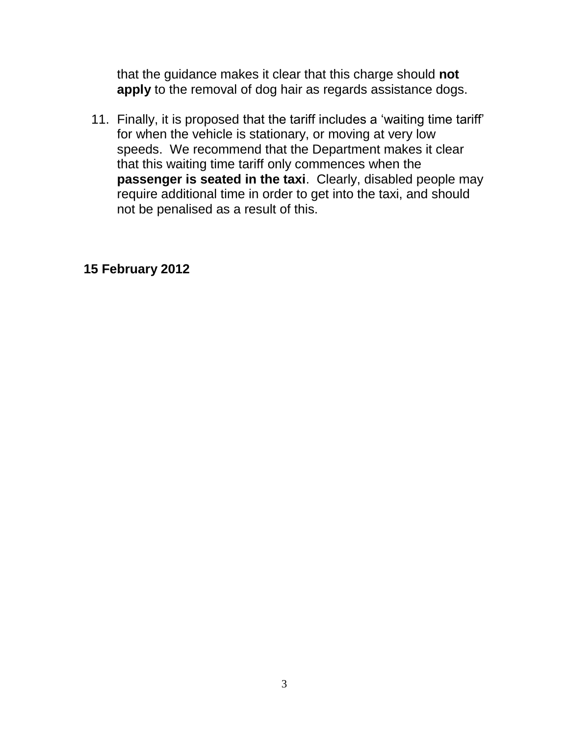that the guidance makes it clear that this charge should **not apply** to the removal of dog hair as regards assistance dogs.

11. Finally, it is proposed that the tariff includes a 'waiting time tariff' for when the vehicle is stationary, or moving at very low speeds. We recommend that the Department makes it clear that this waiting time tariff only commences when the **passenger is seated in the taxi**. Clearly, disabled people may require additional time in order to get into the taxi, and should not be penalised as a result of this.

**15 February 2012**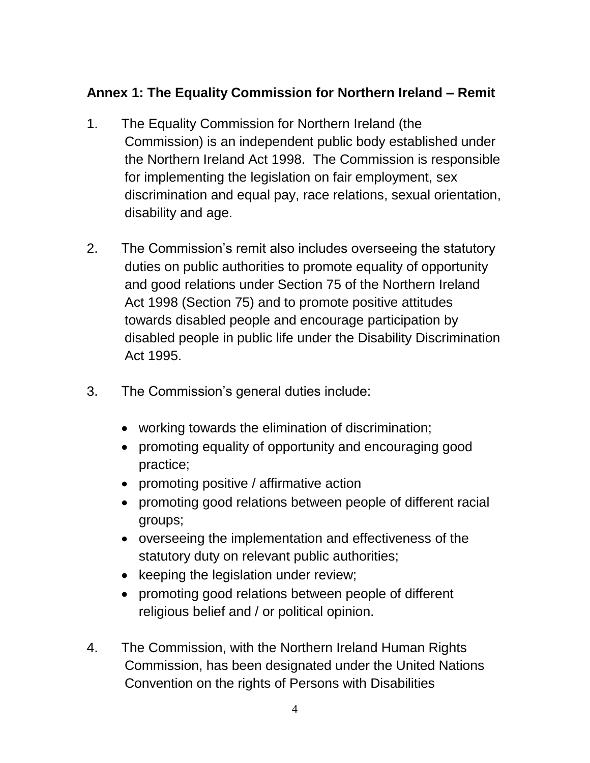**Annex 1: The Equality Commission for Northern Ireland – Remit**

1. The Equality Commission for Northern Ireland (the Commission) is an independent public body established under the Northern Ireland Act 1998. The Commission is responsible for implementing the legislation on fair employment, sex discrimination and equal pay, race relations, sexual orientation, disability and age.

2. The Commission's remit also includes overseeing the statutory duties on public authorities to promote equality of opportunity and good relations under Section 75 of the Northern Ireland Act 1998 (Section 75) and to promote positive attitudes towards disabled people and encourage participation by disabled people in public life under the Disability Discrimination Act 1995.

3. The Commission's general duties include:

   - working towards the elimination of discrimination;
   - promoting equality of opportunity and encouraging good practice;
   - promoting positive / affirmative action
   - promoting good relations between people of different racial groups;
   - overseeing the implementation and effectiveness of the statutory duty on relevant public authorities;
   - keeping the legislation under review;
   - promoting good relations between people of different religious belief and / or political opinion.

4. The Commission, with the Northern Ireland Human Rights Commission, has been designated under the United Nations Convention on the rights of Persons with Disabilities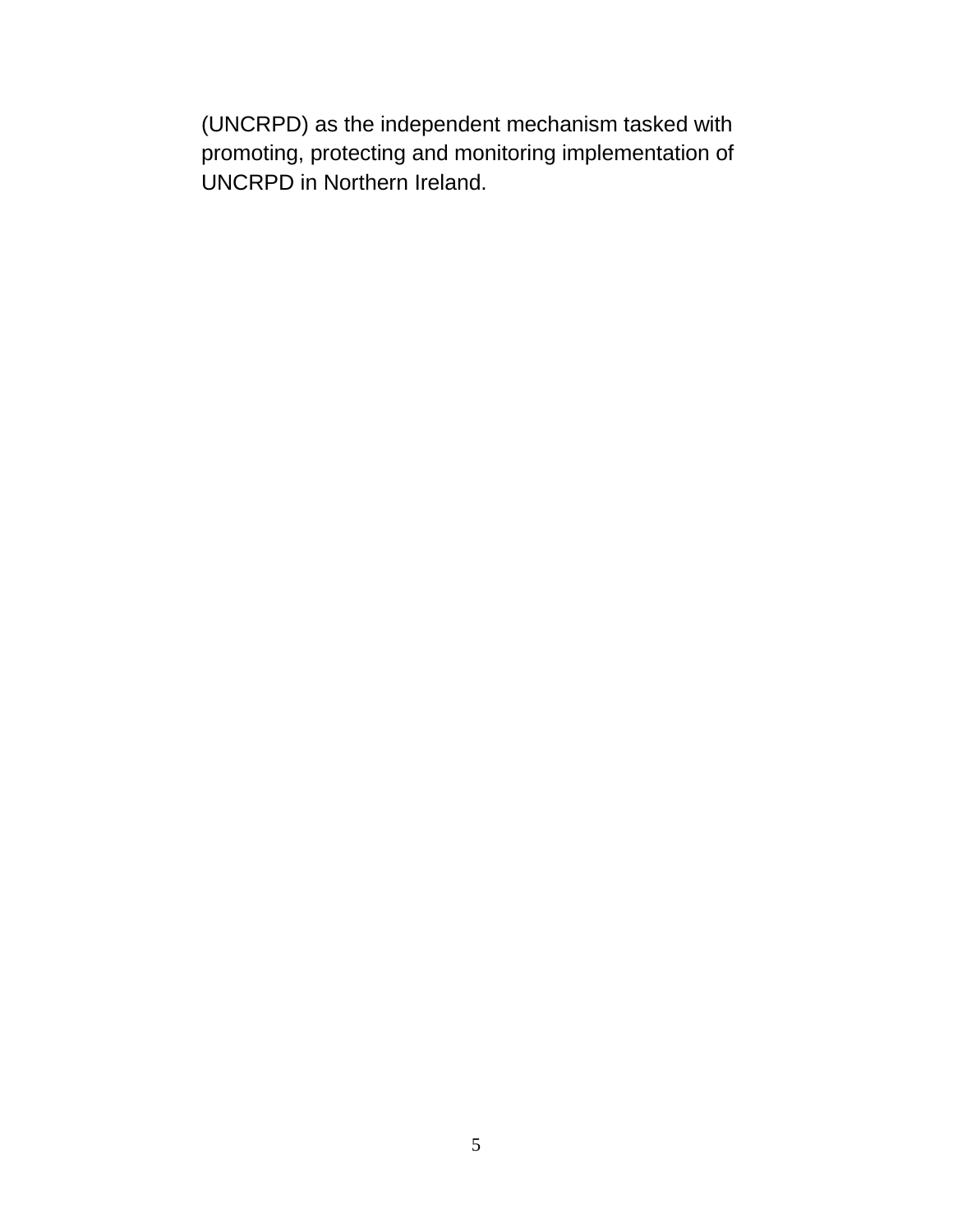(UNCRPD) as the independent mechanism tasked with promoting, protecting and monitoring implementation of UNCRPD in Northern Ireland.